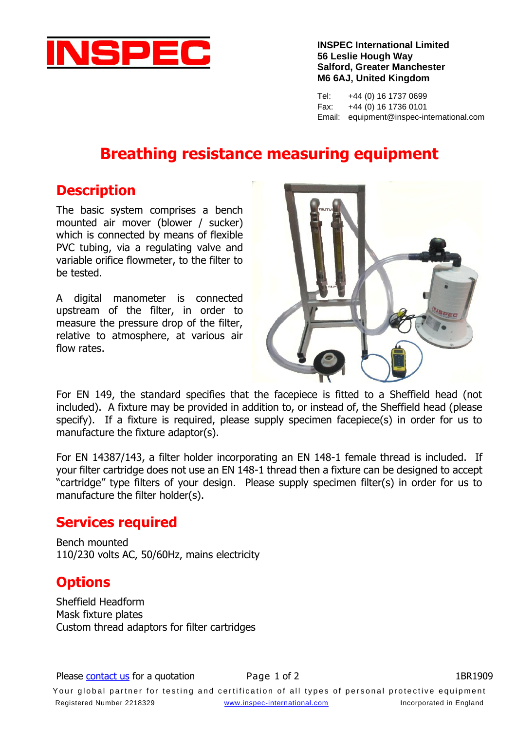INSPEC

**INSPEC International Limited**
**56 Leslie Hough Way**
**Salford, Greater Manchester**
**M6 6AJ, United Kingdom**

Tel: +44 (0) 16 1737 0699
Fax: +44 (0) 16 1736 0101
Email: equipment@inspec-international.com

# Breathing resistance measuring equipment

## Description

The basic system comprises a bench mounted air mover (blower / sucker) which is connected by means of flexible PVC tubing, via a regulating valve and variable orifice flowmeter, to the filter to be tested.

A digital manometer is connected upstream of the filter, in order to measure the pressure drop of the filter, relative to atmosphere, at various air flow rates.

For EN 149, the standard specifies that the facepiece is fitted to a Sheffield head (not included). A fixture may be provided in addition to, or instead of, the Sheffield head (please specify). If a fixture is required, please supply specimen facepiece(s) in order for us to manufacture the fixture adaptor(s).

For EN 14387/143, a filter holder incorporating an EN 148-1 female thread is included. If your filter cartridge does not use an EN 148-1 thread then a fixture can be designed to accept "cartridge" type filters of your design. Please supply specimen filter(s) in order for us to manufacture the filter holder(s).

## Services required

Bench mounted
110/230 volts AC, 50/60Hz, mains electricity

## Options

Sheffield Headform
Mask fixture plates
Custom thread adaptors for filter cartridges

Please contact us for a quotation

1BR1909

Your global partner for testing and certification of all types of personal protective equipment

Registered Number 2218329 www.inspec-international.com Incorporated in England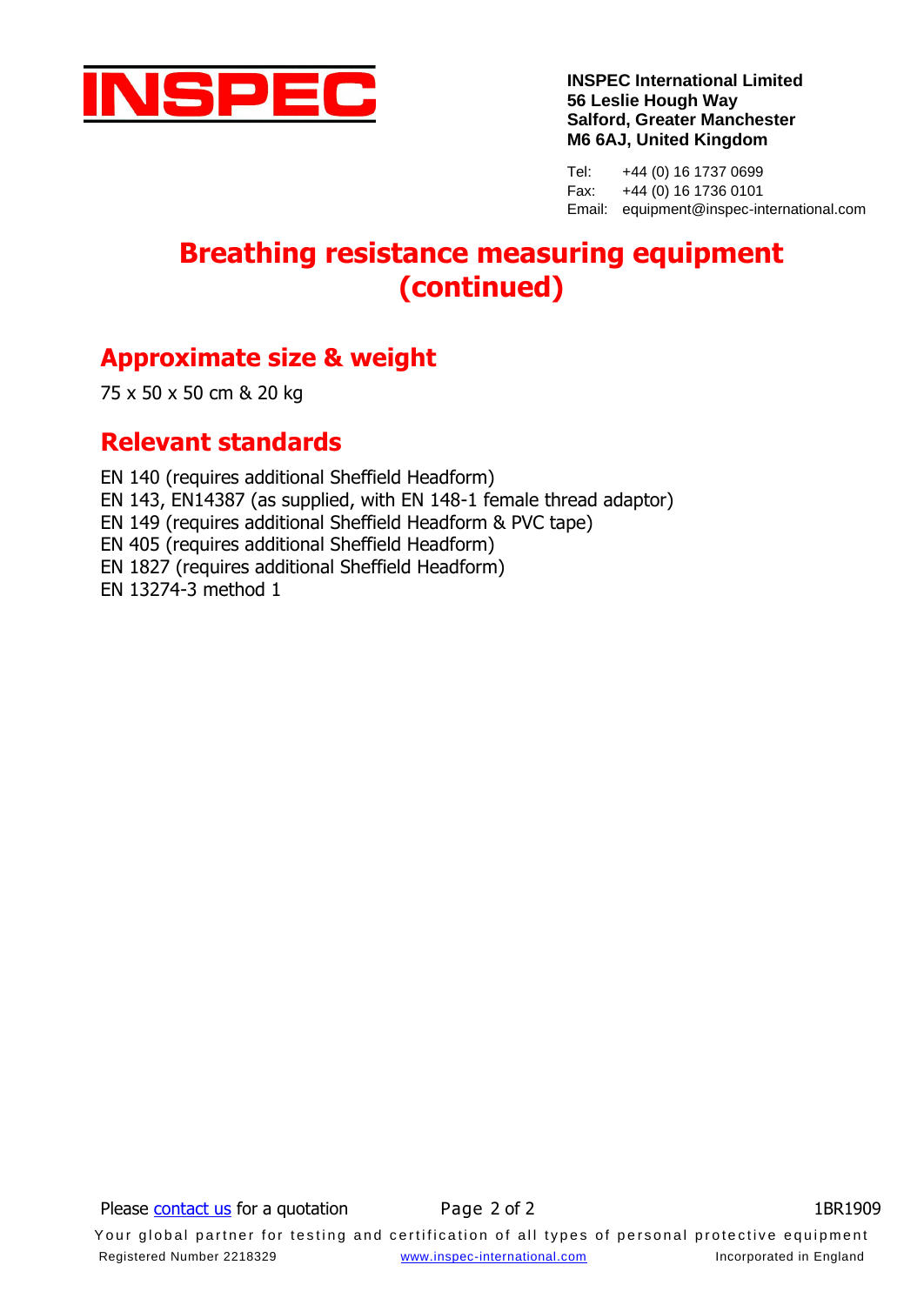**INSPEC International Limited**
**56 Leslie Hough Way**
**Salford, Greater Manchester**
**M6 6AJ, United Kingdom**

Tel: +44 (0) 16 1737 0699
Fax: +44 (0) 16 1736 0101
Email: equipment@inspec-international.com

# Breathing resistance measuring equipment (continued)

## Approximate size & weight

75 x 50 x 50 cm & 20 kg

## Relevant standards

EN 140 (requires additional Sheffield Headform)
EN 143, EN14387 (as supplied, with EN 148-1 female thread adaptor)
EN 149 (requires additional Sheffield Headform & PVC tape)
EN 405 (requires additional Sheffield Headform)
EN 1827 (requires additional Sheffield Headform)
EN 13274-3 method 1

Please contact us for a quotation

1BR1909

Your global partner for testing and certification of all types of personal protective equipment

Registered Number 2218329 www.inspec-international.com Incorporated in England